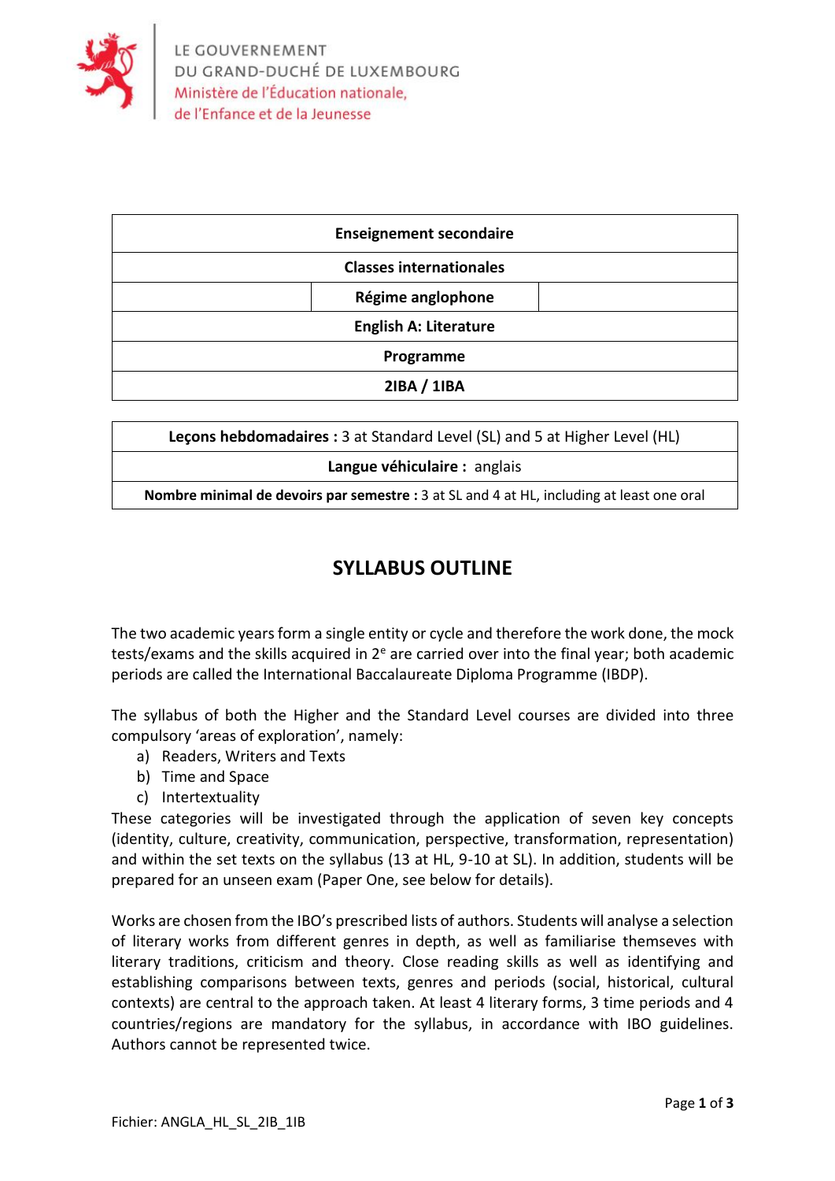LE GOUVERNEMENT
DU GRAND-DUCHÉ DE LUXEMBOURG
Ministère de l'Éducation nationale,
de l'Enfance et de la Jeunesse

| **Enseignement secondaire** |
|---|
| **Classes internationales** |
| **Régime anglophone** |
| **English A: Literature** |
| **Programme** |
| **2IBA / 1IBA** |

| **Leçons hebdomadaires :** 3 at Standard Level (SL) and 5 at Higher Level (HL) |
|---|
| **Langue véhiculaire :** anglais |
| **Nombre minimal de devoirs par semestre :** 3 at SL and 4 at HL, including at least one oral |

# SYLLABUS OUTLINE

The two academic years form a single entity or cycle and therefore the work done, the mock tests/exams and the skills acquired in 2e are carried over into the final year; both academic periods are called the International Baccalaureate Diploma Programme (IBDP).

The syllabus of both the Higher and the Standard Level courses are divided into three compulsory 'areas of exploration', namely:

a) Readers, Writers and Texts
b) Time and Space
c) Intertextuality

These categories will be investigated through the application of seven key concepts (identity, culture, creativity, communication, perspective, transformation, representation) and within the set texts on the syllabus (13 at HL, 9-10 at SL). In addition, students will be prepared for an unseen exam (Paper One, see below for details).

Works are chosen from the IBO's prescribed lists of authors. Students will analyse a selection of literary works from different genres in depth, as well as familiarise themseves with literary traditions, criticism and theory. Close reading skills as well as identifying and establishing comparisons between texts, genres and periods (social, historical, cultural contexts) are central to the approach taken. At least 4 literary forms, 3 time periods and 4 countries/regions are mandatory for the syllabus, in accordance with IBO guidelines. Authors cannot be represented twice.

Fichier: ANGLA_HL_SL_2IB_1IB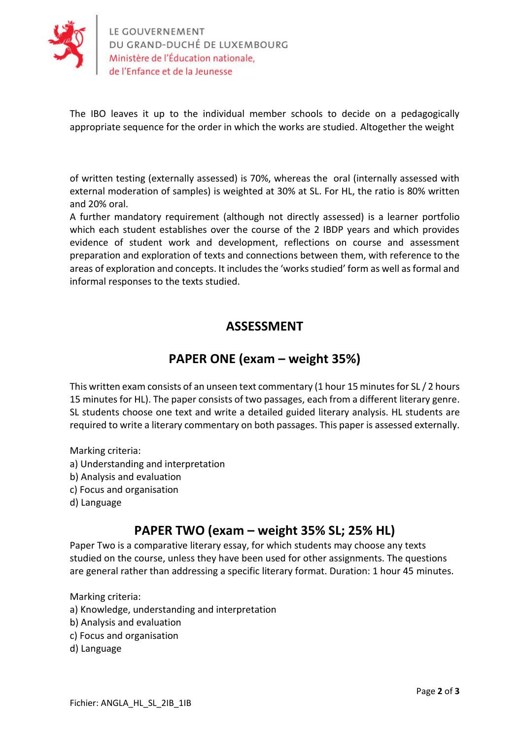The IBO leaves it up to the individual member schools to decide on a pedagogically appropriate sequence for the order in which the works are studied. Altogether the weight

of written testing (externally assessed) is 70%, whereas the oral (internally assessed with external moderation of samples) is weighted at 30% at SL. For HL, the ratio is 80% written and 20% oral.

A further mandatory requirement (although not directly assessed) is a learner portfolio which each student establishes over the course of the 2 IBDP years and which provides evidence of student work and development, reflections on course and assessment preparation and exploration of texts and connections between them, with reference to the areas of exploration and concepts. It includes the 'works studied' form as well as formal and informal responses to the texts studied.

## ASSESSMENT

## PAPER ONE (exam – weight 35%)

This written exam consists of an unseen text commentary (1 hour 15 minutes for SL / 2 hours 15 minutes for HL). The paper consists of two passages, each from a different literary genre. SL students choose one text and write a detailed guided literary analysis. HL students are required to write a literary commentary on both passages. This paper is assessed externally.

Marking criteria:
a) Understanding and interpretation
b) Analysis and evaluation
c) Focus and organisation
d) Language

## PAPER TWO (exam – weight 35% SL; 25% HL)

Paper Two is a comparative literary essay, for which students may choose any texts studied on the course, unless they have been used for other assignments. The questions are general rather than addressing a specific literary format. Duration: 1 hour 45 minutes.

Marking criteria:
a) Knowledge, understanding and interpretation
b) Analysis and evaluation
c) Focus and organisation
d) Language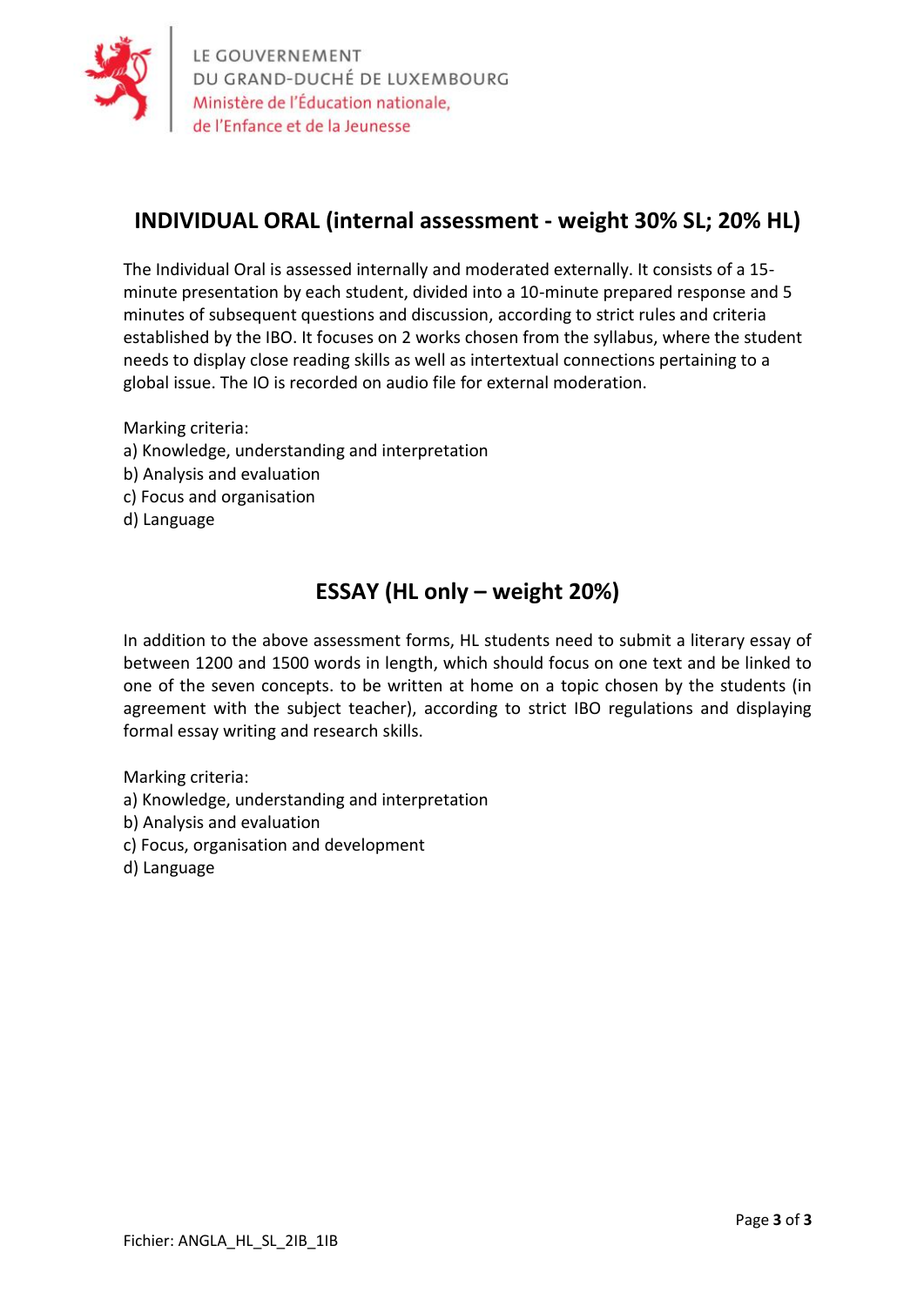## INDIVIDUAL ORAL (internal assessment - weight 30% SL; 20% HL)

The Individual Oral is assessed internally and moderated externally. It consists of a 15-minute presentation by each student, divided into a 10-minute prepared response and 5 minutes of subsequent questions and discussion, according to strict rules and criteria established by the IBO. It focuses on 2 works chosen from the syllabus, where the student needs to display close reading skills as well as intertextual connections pertaining to a global issue. The IO is recorded on audio file for external moderation.

Marking criteria:
a) Knowledge, understanding and interpretation
b) Analysis and evaluation
c) Focus and organisation
d) Language

## ESSAY (HL only – weight 20%)

In addition to the above assessment forms, HL students need to submit a literary essay of between 1200 and 1500 words in length, which should focus on one text and be linked to one of the seven concepts. to be written at home on a topic chosen by the students (in agreement with the subject teacher), according to strict IBO regulations and displaying formal essay writing and research skills.

Marking criteria:
a) Knowledge, understanding and interpretation
b) Analysis and evaluation
c) Focus, organisation and development
d) Language